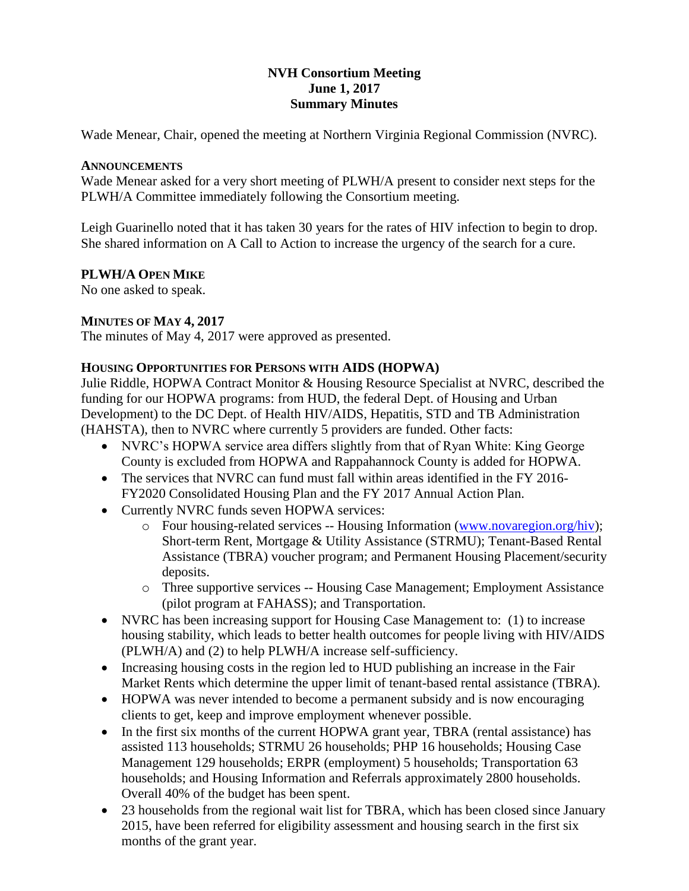# NVH Consortium Meeting
## June 1, 2017
## Summary Minutes

Wade Menear, Chair, opened the meeting at Northern Virginia Regional Commission (NVRC).

### ANNOUNCEMENTS

Wade Menear asked for a very short meeting of PLWH/A present to consider next steps for the PLWH/A Committee immediately following the Consortium meeting.

Leigh Guarinello noted that it has taken 30 years for the rates of HIV infection to begin to drop. She shared information on A Call to Action to increase the urgency of the search for a cure.

### PLWH/A OPEN MIKE

No one asked to speak.

### MINUTES OF MAY 4, 2017

The minutes of May 4, 2017 were approved as presented.

### HOUSING OPPORTUNITIES FOR PERSONS WITH AIDS (HOPWA)

Julie Riddle, HOPWA Contract Monitor & Housing Resource Specialist at NVRC, described the funding for our HOPWA programs: from HUD, the federal Dept. of Housing and Urban Development) to the DC Dept. of Health HIV/AIDS, Hepatitis, STD and TB Administration (HAHSTA), then to NVRC where currently 5 providers are funded. Other facts:

- NVRC's HOPWA service area differs slightly from that of Ryan White: King George County is excluded from HOPWA and Rappahannock County is added for HOPWA.
- The services that NVRC can fund must fall within areas identified in the FY 2016-FY2020 Consolidated Housing Plan and the FY 2017 Annual Action Plan.
- Currently NVRC funds seven HOPWA services:
  - Four housing-related services -- Housing Information (www.novaregion.org/hiv); Short-term Rent, Mortgage & Utility Assistance (STRMU); Tenant-Based Rental Assistance (TBRA) voucher program; and Permanent Housing Placement/security deposits.
  - Three supportive services -- Housing Case Management; Employment Assistance (pilot program at FAHASS); and Transportation.
- NVRC has been increasing support for Housing Case Management to: (1) to increase housing stability, which leads to better health outcomes for people living with HIV/AIDS (PLWH/A) and (2) to help PLWH/A increase self-sufficiency.
- Increasing housing costs in the region led to HUD publishing an increase in the Fair Market Rents which determine the upper limit of tenant-based rental assistance (TBRA).
- HOPWA was never intended to become a permanent subsidy and is now encouraging clients to get, keep and improve employment whenever possible.
- In the first six months of the current HOPWA grant year, TBRA (rental assistance) has assisted 113 households; STRMU 26 households; PHP 16 households; Housing Case Management 129 households; ERPR (employment) 5 households; Transportation 63 households; and Housing Information and Referrals approximately 2800 households. Overall 40% of the budget has been spent.
- 23 households from the regional wait list for TBRA, which has been closed since January 2015, have been referred for eligibility assessment and housing search in the first six months of the grant year.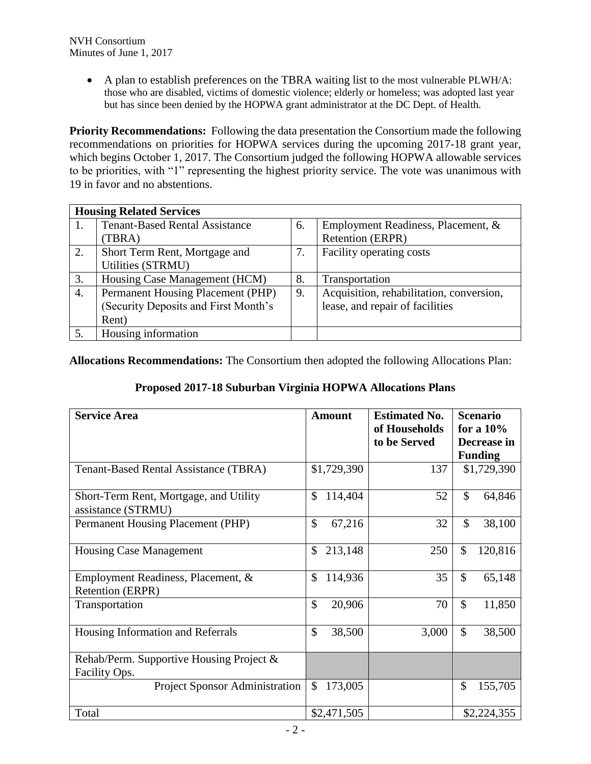- A plan to establish preferences on the TBRA waiting list to the most vulnerable PLWH/A: those who are disabled, victims of domestic violence; elderly or homeless; was adopted last year but has since been denied by the HOPWA grant administrator at the DC Dept. of Health.

**Priority Recommendations:** Following the data presentation the Consortium made the following recommendations on priorities for HOPWA services during the upcoming 2017-18 grant year, which begins October 1, 2017. The Consortium judged the following HOPWA allowable services to be priorities, with "1" representing the highest priority service. The vote was unanimous with 19 in favor and no abstentions.

| **Housing Related Services** | | | |
|---|---|---|---|
| 1. | Tenant-Based Rental Assistance (TBRA) | 6. | Employment Readiness, Placement, & Retention (ERPR) |
| 2. | Short Term Rent, Mortgage and Utilities (STRMU) | 7. | Facility operating costs |
| 3. | Housing Case Management (HCM) | 8. | Transportation |
| 4. | Permanent Housing Placement (PHP) (Security Deposits and First Month's Rent) | 9. | Acquisition, rehabilitation, conversion, lease, and repair of facilities |
| 5. | Housing information | | |

**Allocations Recommendations:** The Consortium then adopted the following Allocations Plan:

**Proposed 2017-18 Suburban Virginia HOPWA Allocations Plans**

| Service Area | Amount | Estimated No. of Households to be Served | Scenario for a 10% Decrease in Funding |
|---|---|---|---|
| Tenant-Based Rental Assistance (TBRA) | $1,729,390 | 137 | $1,729,390 |
| Short-Term Rent, Mortgage, and Utility assistance (STRMU) | $ 114,404 | 52 | $ 64,846 |
| Permanent Housing Placement (PHP) | $ 67,216 | 32 | $ 38,100 |
| Housing Case Management | $ 213,148 | 250 | $ 120,816 |
| Employment Readiness, Placement, & Retention (ERPR) | $ 114,936 | 35 | $ 65,148 |
| Transportation | $ 20,906 | 70 | $ 11,850 |
| Housing Information and Referrals | $ 38,500 | 3,000 | $ 38,500 |
| Rehab/Perm. Supportive Housing Project & Facility Ops. | | | |
| Project Sponsor Administration | $ 173,005 | | $ 155,705 |
| Total | $2,471,505 | | $2,224,355 |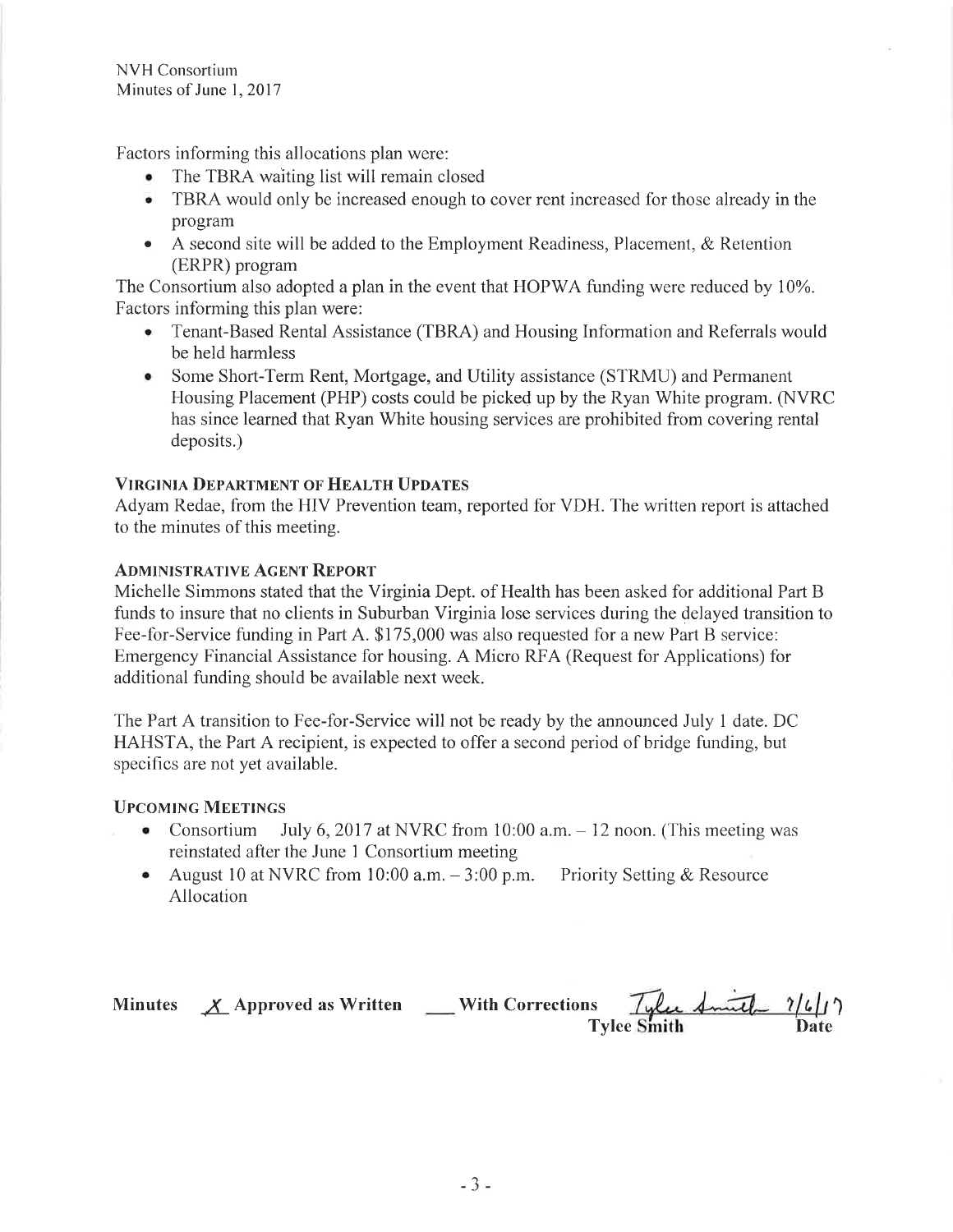Factors informing this allocations plan were:

- The TBRA waiting list will remain closed
- TBRA would only be increased enough to cover rent increased for those already in the program
- A second site will be added to the Employment Readiness, Placement, & Retention (ERPR) program

The Consortium also adopted a plan in the event that HOPWA funding were reduced by 10%. Factors informing this plan were:

- Tenant-Based Rental Assistance (TBRA) and Housing Information and Referrals would be held harmless
- Some Short-Term Rent, Mortgage, and Utility assistance (STRMU) and Permanent Housing Placement (PHP) costs could be picked up by the Ryan White program. (NVRC has since learned that Ryan White housing services are prohibited from covering rental deposits.)

### VIRGINIA DEPARTMENT OF HEALTH UPDATES

Adyam Redae, from the HIV Prevention team, reported for VDH. The written report is attached to the minutes of this meeting.

### ADMINISTRATIVE AGENT REPORT

Michelle Simmons stated that the Virginia Dept. of Health has been asked for additional Part B funds to insure that no clients in Suburban Virginia lose services during the delayed transition to Fee-for-Service funding in Part A. $175,000 was also requested for a new Part B service: Emergency Financial Assistance for housing. A Micro RFA (Request for Applications) for additional funding should be available next week.

The Part A transition to Fee-for-Service will not be ready by the announced July 1 date. DC HAHSTA, the Part A recipient, is expected to offer a second period of bridge funding, but specifics are not yet available.

### UPCOMING MEETINGS

- Consortium July 6, 2017 at NVRC from 10:00 a.m. – 12 noon. (This meeting was reinstated after the June 1 Consortium meeting
- August 10 at NVRC from 10:00 a.m. – 3:00 p.m. Priority Setting & Resource Allocation

**Minutes** **X Approved as Written** **\_\_ With Corrections** Tylee Smith 7/6/17

**Tylee Smith** **Date**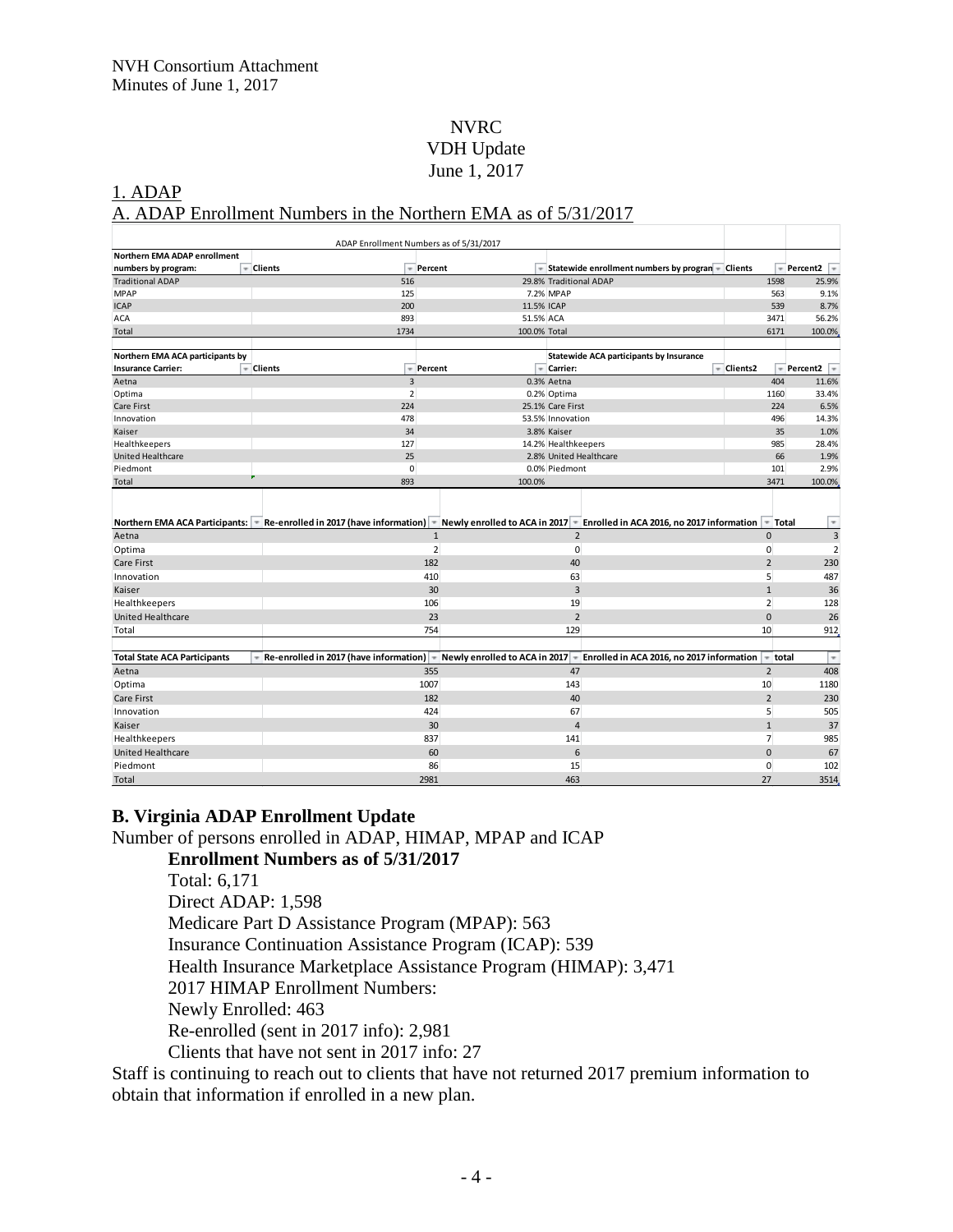NVH Consortium Attachment
Minutes of June 1, 2017

NVRC
VDH Update
June 1, 2017

## 1. ADAP

### A. ADAP Enrollment Numbers in the Northern EMA as of 5/31/2017

ADAP Enrollment Numbers as of 5/31/2017

| Northern EMA ADAP enrollment numbers by program: | Clients | Percent | Statewide enrollment numbers by program | Clients | Percent2 |
|---|---|---|---|---|---|
| Traditional ADAP | 516 | 29.8% | Traditional ADAP | 1598 | 25.9% |
| MPAP | 125 | 7.2% | MPAP | 563 | 9.1% |
| ICAP | 200 | 11.5% | ICAP | 539 | 8.7% |
| ACA | 893 | 51.5% | ACA | 3471 | 56.2% |
| Total | 1734 | 100.0% | Total | 6171 | 100.0% |

| Northern EMA ACA participants by Insurance Carrier: | Clients | Percent | Statewide ACA participants by Insurance Carrier: | Clients2 | Percent2 |
|---|---|---|---|---|---|
| Aetna | 3 | 0.3% | Aetna | 404 | 11.6% |
| Optima | 2 | 0.2% | Optima | 1160 | 33.4% |
| Care First | 224 | 25.1% | Care First | 224 | 6.5% |
| Innovation | 478 | 53.5% | Innovation | 496 | 14.3% |
| Kaiser | 34 | 3.8% | Kaiser | 35 | 1.0% |
| Healthkeepers | 127 | 14.2% | Healthkeepers | 985 | 28.4% |
| United Healthcare | 25 | 2.8% | United Healthcare | 66 | 1.9% |
| Piedmont | 0 | 0.0% | Piedmont | 101 | 2.9% |
| Total | 893 | 100.0% | | 3471 | 100.0% |

| Northern EMA ACA Participants: | Re-enrolled in 2017 (have information) | Newly enrolled to ACA in 2017 | Enrolled in ACA 2016, no 2017 information | Total |
|---|---|---|---|---|
| Aetna | 1 | 2 | 0 | 3 |
| Optima | 2 | 0 | 0 | 2 |
| Care First | 182 | 40 | 2 | 230 |
| Innovation | 410 | 63 | 5 | 487 |
| Kaiser | 30 | 3 | 1 | 36 |
| Healthkeepers | 106 | 19 | 2 | 128 |
| United Healthcare | 23 | 2 | 0 | 26 |
| Total | 754 | 129 | 10 | 912 |

| Total State ACA Participants | Re-enrolled in 2017 (have information) | Newly enrolled to ACA in 2017 | Enrolled in ACA 2016, no 2017 information | total |
|---|---|---|---|---|
| Aetna | 355 | 47 | 2 | 408 |
| Optima | 1007 | 143 | 10 | 1180 |
| Care First | 182 | 40 | 2 | 230 |
| Innovation | 424 | 67 | 5 | 505 |
| Kaiser | 30 | 4 | 1 | 37 |
| Healthkeepers | 837 | 141 | 7 | 985 |
| United Healthcare | 60 | 6 | 0 | 67 |
| Piedmont | 86 | 15 | 0 | 102 |
| Total | 2981 | 463 | 27 | 3514 |

### B. Virginia ADAP Enrollment Update

Number of persons enrolled in ADAP, HIMAP, MPAP and ICAP

**Enrollment Numbers as of 5/31/2017**

Total: 6,171
Direct ADAP: 1,598
Medicare Part D Assistance Program (MPAP): 563
Insurance Continuation Assistance Program (ICAP): 539
Health Insurance Marketplace Assistance Program (HIMAP): 3,471
2017 HIMAP Enrollment Numbers:
Newly Enrolled: 463
Re-enrolled (sent in 2017 info): 2,981
Clients that have not sent in 2017 info: 27

Staff is continuing to reach out to clients that have not returned 2017 premium information to obtain that information if enrolled in a new plan.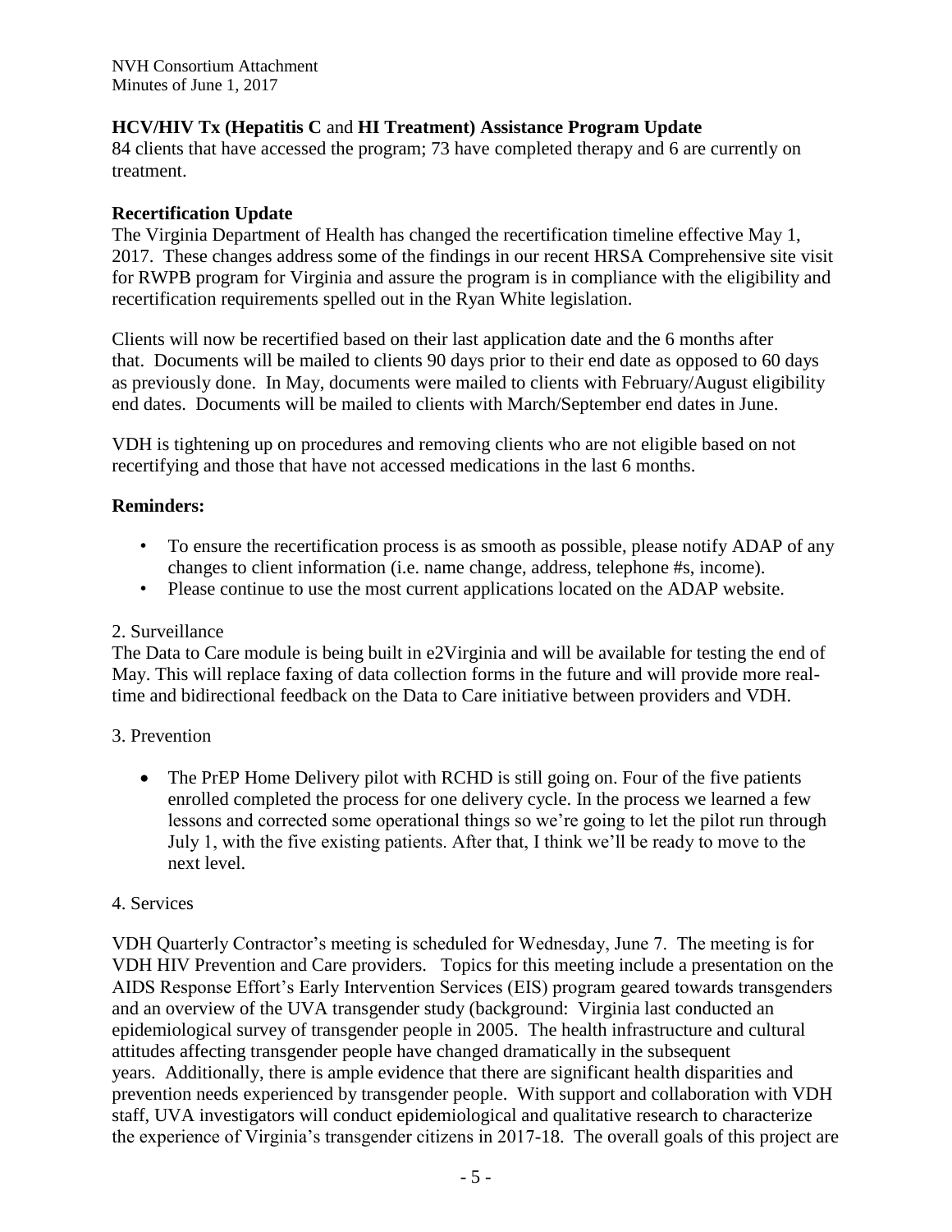**HCV/HIV Tx (Hepatitis C** and **HI Treatment) Assistance Program Update**
84 clients that have accessed the program; 73 have completed therapy and 6 are currently on treatment.

**Recertification Update**
The Virginia Department of Health has changed the recertification timeline effective May 1, 2017. These changes address some of the findings in our recent HRSA Comprehensive site visit for RWPB program for Virginia and assure the program is in compliance with the eligibility and recertification requirements spelled out in the Ryan White legislation.

Clients will now be recertified based on their last application date and the 6 months after that. Documents will be mailed to clients 90 days prior to their end date as opposed to 60 days as previously done. In May, documents were mailed to clients with February/August eligibility end dates. Documents will be mailed to clients with March/September end dates in June.

VDH is tightening up on procedures and removing clients who are not eligible based on not recertifying and those that have not accessed medications in the last 6 months.

**Reminders:**

- To ensure the recertification process is as smooth as possible, please notify ADAP of any changes to client information (i.e. name change, address, telephone #s, income).
- Please continue to use the most current applications located on the ADAP website.

2. Surveillance

The Data to Care module is being built in e2Virginia and will be available for testing the end of May. This will replace faxing of data collection forms in the future and will provide more real-time and bidirectional feedback on the Data to Care initiative between providers and VDH.

3. Prevention

- The PrEP Home Delivery pilot with RCHD is still going on. Four of the five patients enrolled completed the process for one delivery cycle. In the process we learned a few lessons and corrected some operational things so we're going to let the pilot run through July 1, with the five existing patients. After that, I think we'll be ready to move to the next level.

4. Services

VDH Quarterly Contractor's meeting is scheduled for Wednesday, June 7. The meeting is for VDH HIV Prevention and Care providers. Topics for this meeting include a presentation on the AIDS Response Effort's Early Intervention Services (EIS) program geared towards transgenders and an overview of the UVA transgender study (background: Virginia last conducted an epidemiological survey of transgender people in 2005. The health infrastructure and cultural attitudes affecting transgender people have changed dramatically in the subsequent years. Additionally, there is ample evidence that there are significant health disparities and prevention needs experienced by transgender people. With support and collaboration with VDH staff, UVA investigators will conduct epidemiological and qualitative research to characterize the experience of Virginia's transgender citizens in 2017-18. The overall goals of this project are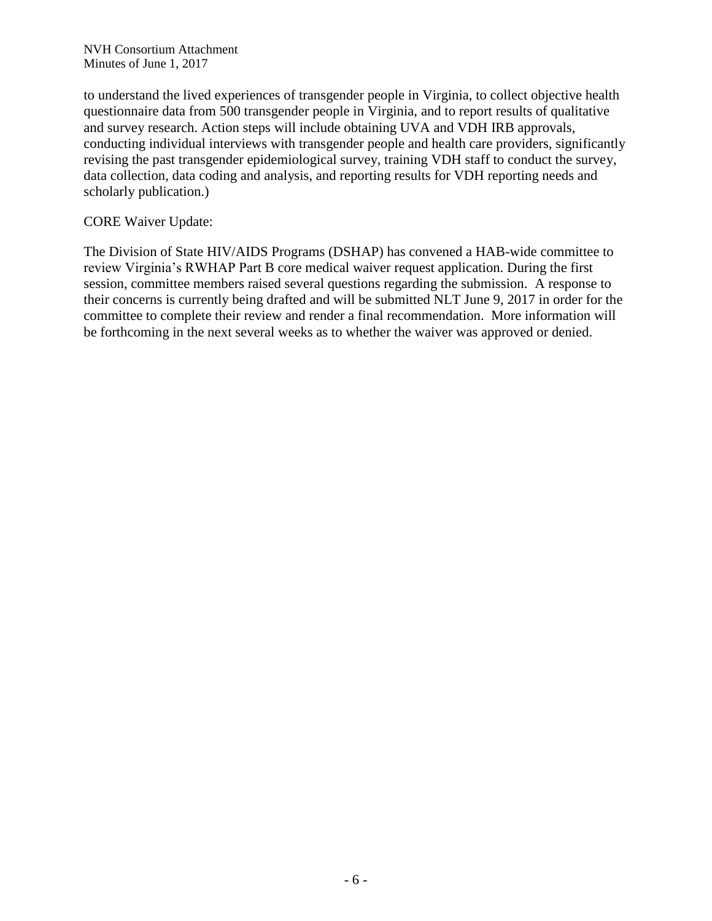to understand the lived experiences of transgender people in Virginia, to collect objective health questionnaire data from 500 transgender people in Virginia, and to report results of qualitative and survey research. Action steps will include obtaining UVA and VDH IRB approvals, conducting individual interviews with transgender people and health care providers, significantly revising the past transgender epidemiological survey, training VDH staff to conduct the survey, data collection, data coding and analysis, and reporting results for VDH reporting needs and scholarly publication.)

CORE Waiver Update:

The Division of State HIV/AIDS Programs (DSHAP) has convened a HAB-wide committee to review Virginia's RWHAP Part B core medical waiver request application. During the first session, committee members raised several questions regarding the submission. A response to their concerns is currently being drafted and will be submitted NLT June 9, 2017 in order for the committee to complete their review and render a final recommendation. More information will be forthcoming in the next several weeks as to whether the waiver was approved or denied.